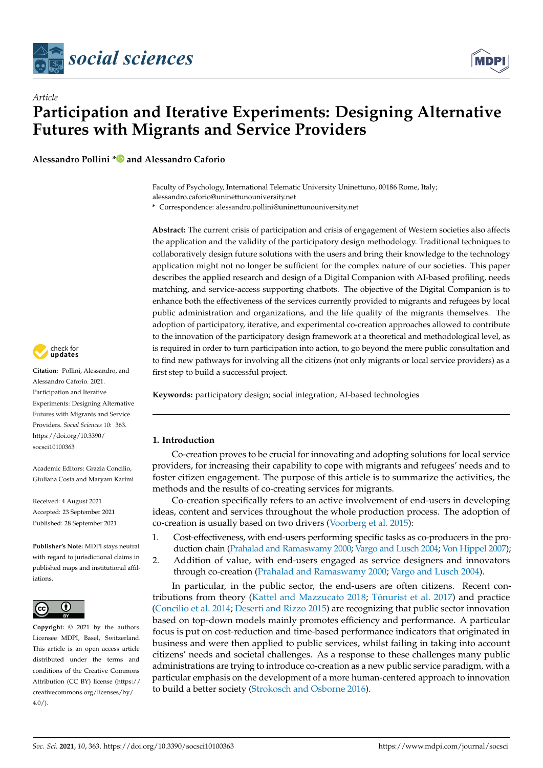*Article*

# Participation and Iterative Experiments: Designing Alternative Futures with Migrants and Service Providers

**Alessandro Pollini * and Alessandro Caforio**

Faculty of Psychology, International Telematic University Uninettuno, 00186 Rome, Italy; alessandro.caforio@uninettunouniversity.net

\* Correspondence: alessandro.pollini@uninettunouniversity.net

**Abstract:** The current crisis of participation and crisis of engagement of Western societies also affects the application and the validity of the participatory design methodology. Traditional techniques to collaboratively design future solutions with the users and bring their knowledge to the technology application might not no longer be sufficient for the complex nature of our societies. This paper describes the applied research and design of a Digital Companion with AI-based profiling, needs matching, and service-access supporting chatbots. The objective of the Digital Companion is to enhance both the effectiveness of the services currently provided to migrants and refugees by local public administration and organizations, and the life quality of the migrants themselves. The adoption of participatory, iterative, and experimental co-creation approaches allowed to contribute to the innovation of the participatory design framework at a theoretical and methodological level, as is required in order to turn participation into action, to go beyond the mere public consultation and to find new pathways for involving all the citizens (not only migrants or local service providers) as a first step to build a successful project.

**Keywords:** participatory design; social integration; AI-based technologies

**Citation:** Pollini, Alessandro, and Alessandro Caforio. 2021. Participation and Iterative Experiments: Designing Alternative Futures with Migrants and Service Providers. *Social Sciences* 10: 363. https://doi.org/10.3390/socsci10100363

Academic Editors: Grazia Concilio, Giuliana Costa and Maryam Karimi

Received: 4 August 2021
Accepted: 23 September 2021
Published: 28 September 2021

**Publisher's Note:** MDPI stays neutral with regard to jurisdictional claims in published maps and institutional affiliations.

**Copyright:** © 2021 by the authors. Licensee MDPI, Basel, Switzerland. This article is an open access article distributed under the terms and conditions of the Creative Commons Attribution (CC BY) license (https://creativecommons.org/licenses/by/4.0/).

## 1. Introduction

Co-creation proves to be crucial for innovating and adopting solutions for local service providers, for increasing their capability to cope with migrants and refugees' needs and to foster citizen engagement. The purpose of this article is to summarize the activities, the methods and the results of co-creating services for migrants.

Co-creation specifically refers to an active involvement of end-users in developing ideas, content and services throughout the whole production process. The adoption of co-creation is usually based on two drivers (Voorberg et al. 2015):

1. Cost-effectiveness, with end-users performing specific tasks as co-producers in the production chain (Prahalad and Ramaswamy 2000; Vargo and Lusch 2004; Von Hippel 2007);
2. Addition of value, with end-users engaged as service designers and innovators through co-creation (Prahalad and Ramaswamy 2000; Vargo and Lusch 2004).

In particular, in the public sector, the end-users are often citizens. Recent contributions from theory (Kattel and Mazzucato 2018; Tõnurist et al. 2017) and practice (Concilio et al. 2014; Deserti and Rizzo 2015) are recognizing that public sector innovation based on top-down models mainly promotes efficiency and performance. A particular focus is put on cost-reduction and time-based performance indicators that originated in business and were then applied to public services, whilst failing in taking into account citizens' needs and societal challenges. As a response to these challenges many public administrations are trying to introduce co-creation as a new public service paradigm, with a particular emphasis on the development of a more human-centered approach to innovation to build a better society (Strokosch and Osborne 2016).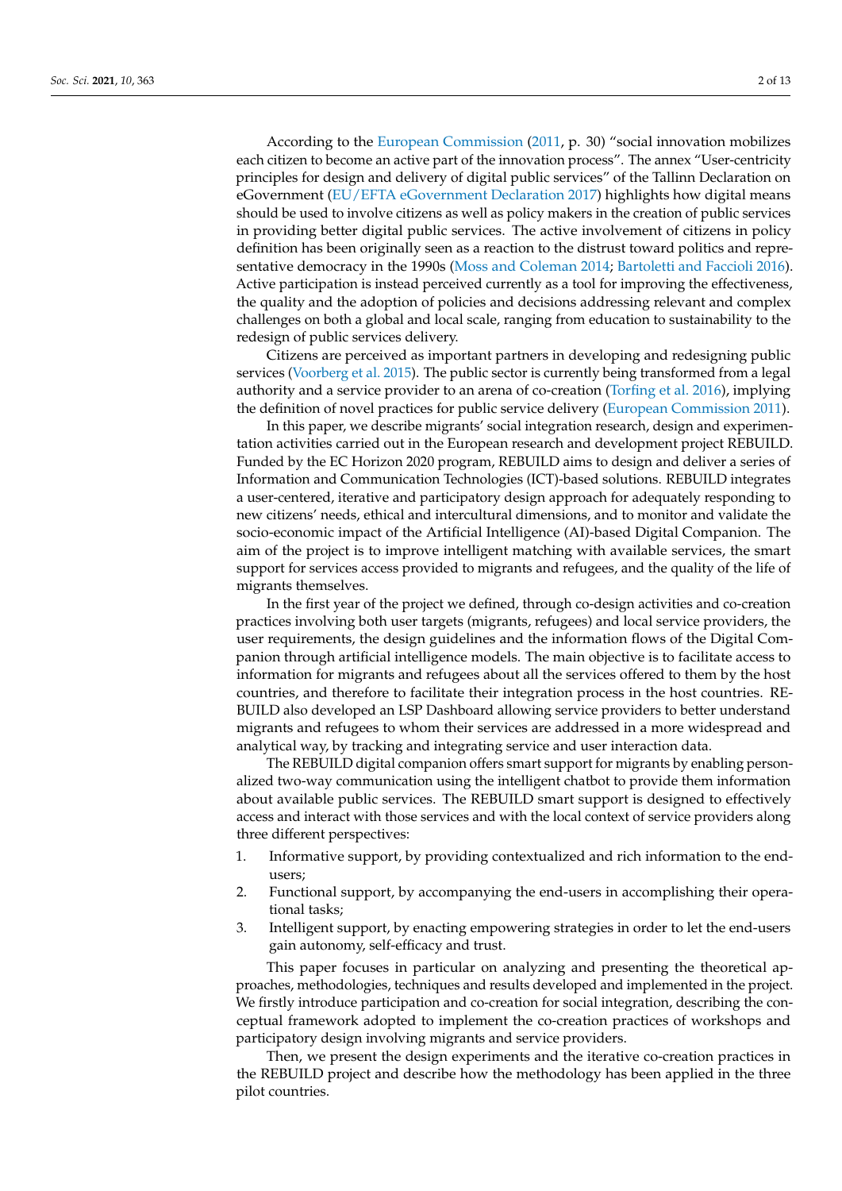According to the European Commission (2011, p. 30) "social innovation mobilizes each citizen to become an active part of the innovation process". The annex "User-centricity principles for design and delivery of digital public services" of the Tallinn Declaration on eGovernment (EU/EFTA eGovernment Declaration 2017) highlights how digital means should be used to involve citizens as well as policy makers in the creation of public services in providing better digital public services. The active involvement of citizens in policy definition has been originally seen as a reaction to the distrust toward politics and representative democracy in the 1990s (Moss and Coleman 2014; Bartoletti and Faccioli 2016). Active participation is instead perceived currently as a tool for improving the effectiveness, the quality and the adoption of policies and decisions addressing relevant and complex challenges on both a global and local scale, ranging from education to sustainability to the redesign of public services delivery.

Citizens are perceived as important partners in developing and redesigning public services (Voorberg et al. 2015). The public sector is currently being transformed from a legal authority and a service provider to an arena of co-creation (Torfing et al. 2016), implying the definition of novel practices for public service delivery (European Commission 2011).

In this paper, we describe migrants' social integration research, design and experimentation activities carried out in the European research and development project REBUILD. Funded by the EC Horizon 2020 program, REBUILD aims to design and deliver a series of Information and Communication Technologies (ICT)-based solutions. REBUILD integrates a user-centered, iterative and participatory design approach for adequately responding to new citizens' needs, ethical and intercultural dimensions, and to monitor and validate the socio-economic impact of the Artificial Intelligence (AI)-based Digital Companion. The aim of the project is to improve intelligent matching with available services, the smart support for services access provided to migrants and refugees, and the quality of the life of migrants themselves.

In the first year of the project we defined, through co-design activities and co-creation practices involving both user targets (migrants, refugees) and local service providers, the user requirements, the design guidelines and the information flows of the Digital Companion through artificial intelligence models. The main objective is to facilitate access to information for migrants and refugees about all the services offered to them by the host countries, and therefore to facilitate their integration process in the host countries. REBUILD also developed an LSP Dashboard allowing service providers to better understand migrants and refugees to whom their services are addressed in a more widespread and analytical way, by tracking and integrating service and user interaction data.

The REBUILD digital companion offers smart support for migrants by enabling personalized two-way communication using the intelligent chatbot to provide them information about available public services. The REBUILD smart support is designed to effectively access and interact with those services and with the local context of service providers along three different perspectives:

1. Informative support, by providing contextualized and rich information to the end-users;
2. Functional support, by accompanying the end-users in accomplishing their operational tasks;
3. Intelligent support, by enacting empowering strategies in order to let the end-users gain autonomy, self-efficacy and trust.

This paper focuses in particular on analyzing and presenting the theoretical approaches, methodologies, techniques and results developed and implemented in the project. We firstly introduce participation and co-creation for social integration, describing the conceptual framework adopted to implement the co-creation practices of workshops and participatory design involving migrants and service providers.

Then, we present the design experiments and the iterative co-creation practices in the REBUILD project and describe how the methodology has been applied in the three pilot countries.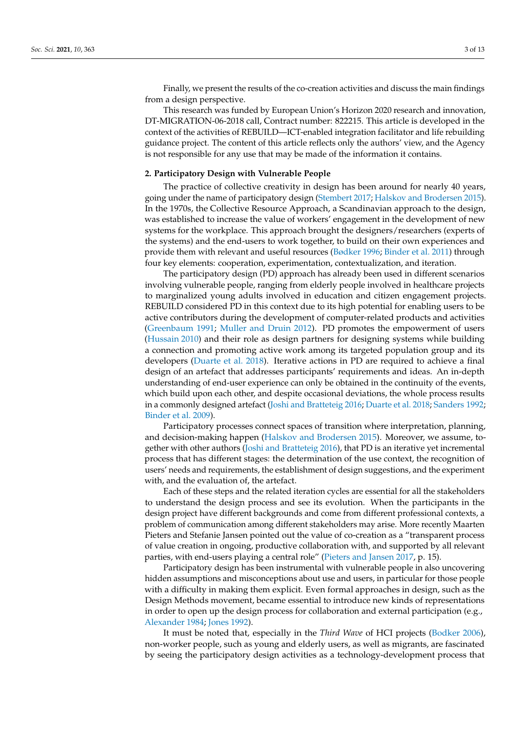Finally, we present the results of the co-creation activities and discuss the main findings from a design perspective.

This research was funded by European Union's Horizon 2020 research and innovation, DT-MIGRATION-06-2018 call, Contract number: 822215. This article is developed in the context of the activities of REBUILD—ICT-enabled integration facilitator and life rebuilding guidance project. The content of this article reflects only the authors' view, and the Agency is not responsible for any use that may be made of the information it contains.

## 2. Participatory Design with Vulnerable People

The practice of collective creativity in design has been around for nearly 40 years, going under the name of participatory design (Stembert 2017; Halskov and Brodersen 2015). In the 1970s, the Collective Resource Approach, a Scandinavian approach to the design, was established to increase the value of workers' engagement in the development of new systems for the workplace. This approach brought the designers/researchers (experts of the systems) and the end-users to work together, to build on their own experiences and provide them with relevant and useful resources (Bødker 1996; Binder et al. 2011) through four key elements: cooperation, experimentation, contextualization, and iteration.

The participatory design (PD) approach has already been used in different scenarios involving vulnerable people, ranging from elderly people involved in healthcare projects to marginalized young adults involved in education and citizen engagement projects. REBUILD considered PD in this context due to its high potential for enabling users to be active contributors during the development of computer-related products and activities (Greenbaum 1991; Muller and Druin 2012). PD promotes the empowerment of users (Hussain 2010) and their role as design partners for designing systems while building a connection and promoting active work among its targeted population group and its developers (Duarte et al. 2018). Iterative actions in PD are required to achieve a final design of an artefact that addresses participants' requirements and ideas. An in-depth understanding of end-user experience can only be obtained in the continuity of the events, which build upon each other, and despite occasional deviations, the whole process results in a commonly designed artefact (Joshi and Bratteteig 2016; Duarte et al. 2018; Sanders 1992; Binder et al. 2009).

Participatory processes connect spaces of transition where interpretation, planning, and decision-making happen (Halskov and Brodersen 2015). Moreover, we assume, together with other authors (Joshi and Bratteteig 2016), that PD is an iterative yet incremental process that has different stages: the determination of the use context, the recognition of users' needs and requirements, the establishment of design suggestions, and the experiment with, and the evaluation of, the artefact.

Each of these steps and the related iteration cycles are essential for all the stakeholders to understand the design process and see its evolution. When the participants in the design project have different backgrounds and come from different professional contexts, a problem of communication among different stakeholders may arise. More recently Maarten Pieters and Stefanie Jansen pointed out the value of co-creation as a "transparent process of value creation in ongoing, productive collaboration with, and supported by all relevant parties, with end-users playing a central role" (Pieters and Jansen 2017, p. 15).

Participatory design has been instrumental with vulnerable people in also uncovering hidden assumptions and misconceptions about use and users, in particular for those people with a difficulty in making them explicit. Even formal approaches in design, such as the Design Methods movement, became essential to introduce new kinds of representations in order to open up the design process for collaboration and external participation (e.g., Alexander 1984; Jones 1992).

It must be noted that, especially in the *Third Wave* of HCI projects (Bodker 2006), non-worker people, such as young and elderly users, as well as migrants, are fascinated by seeing the participatory design activities as a technology-development process that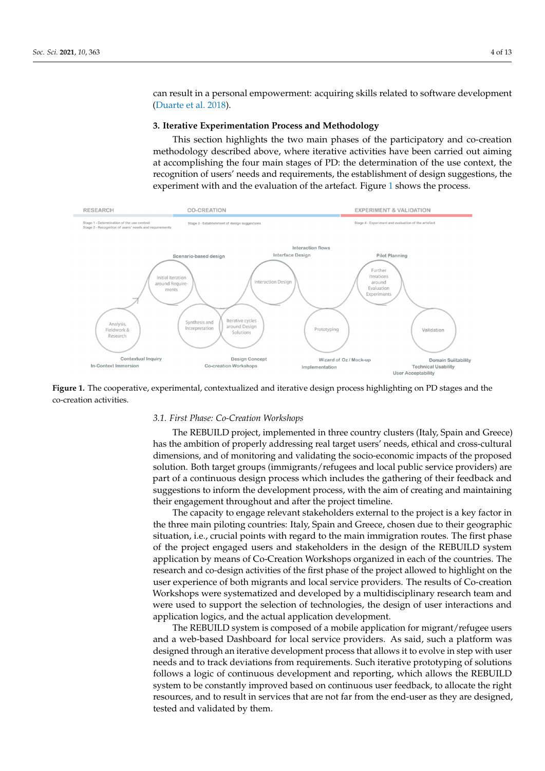can result in a personal empowerment: acquiring skills related to software development (Duarte et al. 2018).

## 3. Iterative Experimentation Process and Methodology

This section highlights the two main phases of the participatory and co-creation methodology described above, where iterative activities have been carried out aiming at accomplishing the four main stages of PD: the determination of the use context, the recognition of users' needs and requirements, the establishment of design suggestions, the experiment with and the evaluation of the artefact. Figure 1 shows the process.

**Figure 1.** The cooperative, experimental, contextualized and iterative design process highlighting on PD stages and the co-creation activities.

### 3.1. First Phase: Co-Creation Workshops

The REBUILD project, implemented in three country clusters (Italy, Spain and Greece) has the ambition of properly addressing real target users' needs, ethical and cross-cultural dimensions, and of monitoring and validating the socio-economic impacts of the proposed solution. Both target groups (immigrants/refugees and local public service providers) are part of a continuous design process which includes the gathering of their feedback and suggestions to inform the development process, with the aim of creating and maintaining their engagement throughout and after the project timeline.

The capacity to engage relevant stakeholders external to the project is a key factor in the three main piloting countries: Italy, Spain and Greece, chosen due to their geographic situation, i.e., crucial points with regard to the main immigration routes. The first phase of the project engaged users and stakeholders in the design of the REBUILD system application by means of Co-Creation Workshops organized in each of the countries. The research and co-design activities of the first phase of the project allowed to highlight on the user experience of both migrants and local service providers. The results of Co-creation Workshops were systematized and developed by a multidisciplinary research team and were used to support the selection of technologies, the design of user interactions and application logics, and the actual application development.

The REBUILD system is composed of a mobile application for migrant/refugee users and a web-based Dashboard for local service providers. As said, such a platform was designed through an iterative development process that allows it to evolve in step with user needs and to track deviations from requirements. Such iterative prototyping of solutions follows a logic of continuous development and reporting, which allows the REBUILD system to be constantly improved based on continuous user feedback, to allocate the right resources, and to result in services that are not far from the end-user as they are designed, tested and validated by them.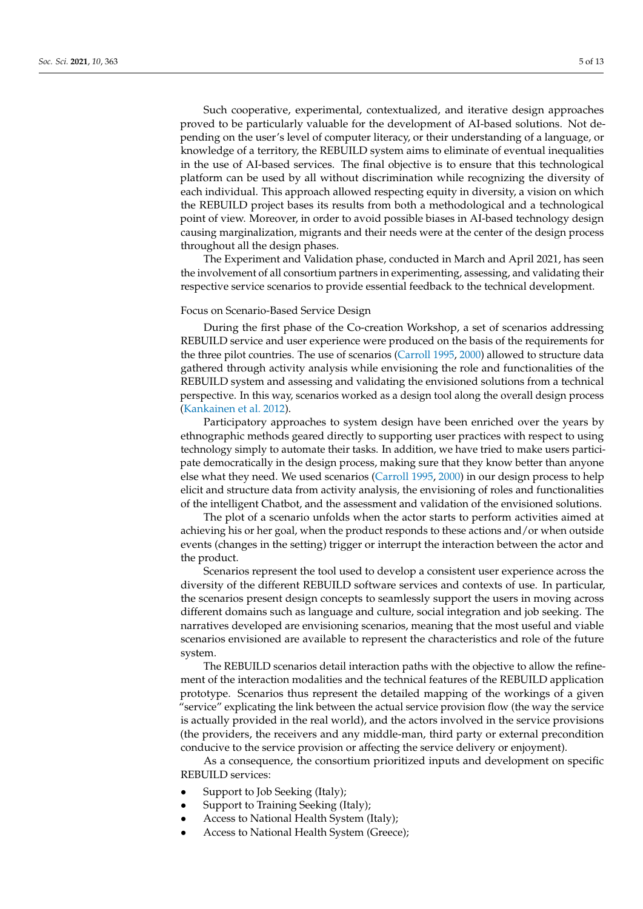Such cooperative, experimental, contextualized, and iterative design approaches proved to be particularly valuable for the development of AI-based solutions. Not depending on the user's level of computer literacy, or their understanding of a language, or knowledge of a territory, the REBUILD system aims to eliminate of eventual inequalities in the use of AI-based services. The final objective is to ensure that this technological platform can be used by all without discrimination while recognizing the diversity of each individual. This approach allowed respecting equity in diversity, a vision on which the REBUILD project bases its results from both a methodological and a technological point of view. Moreover, in order to avoid possible biases in AI-based technology design causing marginalization, migrants and their needs were at the center of the design process throughout all the design phases.

The Experiment and Validation phase, conducted in March and April 2021, has seen the involvement of all consortium partners in experimenting, assessing, and validating their respective service scenarios to provide essential feedback to the technical development.

Focus on Scenario-Based Service Design

During the first phase of the Co-creation Workshop, a set of scenarios addressing REBUILD service and user experience were produced on the basis of the requirements for the three pilot countries. The use of scenarios (Carroll 1995, 2000) allowed to structure data gathered through activity analysis while envisioning the role and functionalities of the REBUILD system and assessing and validating the envisioned solutions from a technical perspective. In this way, scenarios worked as a design tool along the overall design process (Kankainen et al. 2012).

Participatory approaches to system design have been enriched over the years by ethnographic methods geared directly to supporting user practices with respect to using technology simply to automate their tasks. In addition, we have tried to make users participate democratically in the design process, making sure that they know better than anyone else what they need. We used scenarios (Carroll 1995, 2000) in our design process to help elicit and structure data from activity analysis, the envisioning of roles and functionalities of the intelligent Chatbot, and the assessment and validation of the envisioned solutions.

The plot of a scenario unfolds when the actor starts to perform activities aimed at achieving his or her goal, when the product responds to these actions and/or when outside events (changes in the setting) trigger or interrupt the interaction between the actor and the product.

Scenarios represent the tool used to develop a consistent user experience across the diversity of the different REBUILD software services and contexts of use. In particular, the scenarios present design concepts to seamlessly support the users in moving across different domains such as language and culture, social integration and job seeking. The narratives developed are envisioning scenarios, meaning that the most useful and viable scenarios envisioned are available to represent the characteristics and role of the future system.

The REBUILD scenarios detail interaction paths with the objective to allow the refinement of the interaction modalities and the technical features of the REBUILD application prototype. Scenarios thus represent the detailed mapping of the workings of a given "service" explicating the link between the actual service provision flow (the way the service is actually provided in the real world), and the actors involved in the service provisions (the providers, the receivers and any middle-man, third party or external precondition conducive to the service provision or affecting the service delivery or enjoyment).

As a consequence, the consortium prioritized inputs and development on specific REBUILD services:

- Support to Job Seeking (Italy);
- Support to Training Seeking (Italy);
- Access to National Health System (Italy);
- Access to National Health System (Greece);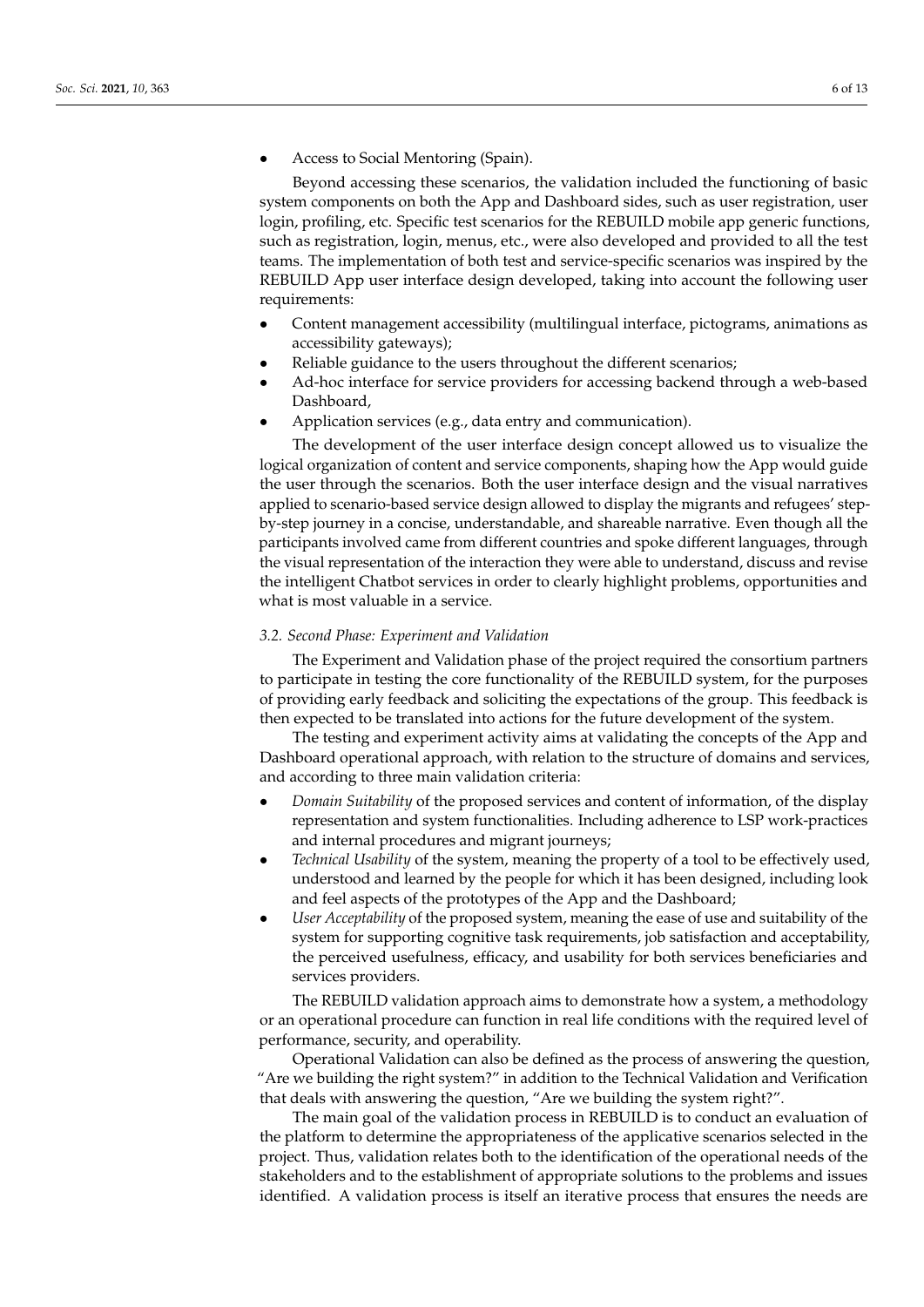- Access to Social Mentoring (Spain).

Beyond accessing these scenarios, the validation included the functioning of basic system components on both the App and Dashboard sides, such as user registration, user login, profiling, etc. Specific test scenarios for the REBUILD mobile app generic functions, such as registration, login, menus, etc., were also developed and provided to all the test teams. The implementation of both test and service-specific scenarios was inspired by the REBUILD App user interface design developed, taking into account the following user requirements:

- Content management accessibility (multilingual interface, pictograms, animations as accessibility gateways);
- Reliable guidance to the users throughout the different scenarios;
- Ad-hoc interface for service providers for accessing backend through a web-based Dashboard,
- Application services (e.g., data entry and communication).

The development of the user interface design concept allowed us to visualize the logical organization of content and service components, shaping how the App would guide the user through the scenarios. Both the user interface design and the visual narratives applied to scenario-based service design allowed to display the migrants and refugees' step-by-step journey in a concise, understandable, and shareable narrative. Even though all the participants involved came from different countries and spoke different languages, through the visual representation of the interaction they were able to understand, discuss and revise the intelligent Chatbot services in order to clearly highlight problems, opportunities and what is most valuable in a service.

### *3.2. Second Phase: Experiment and Validation*

The Experiment and Validation phase of the project required the consortium partners to participate in testing the core functionality of the REBUILD system, for the purposes of providing early feedback and soliciting the expectations of the group. This feedback is then expected to be translated into actions for the future development of the system.

The testing and experiment activity aims at validating the concepts of the App and Dashboard operational approach, with relation to the structure of domains and services, and according to three main validation criteria:

- *Domain Suitability* of the proposed services and content of information, of the display representation and system functionalities. Including adherence to LSP work-practices and internal procedures and migrant journeys;
- *Technical Usability* of the system, meaning the property of a tool to be effectively used, understood and learned by the people for which it has been designed, including look and feel aspects of the prototypes of the App and the Dashboard;
- *User Acceptability* of the proposed system, meaning the ease of use and suitability of the system for supporting cognitive task requirements, job satisfaction and acceptability, the perceived usefulness, efficacy, and usability for both services beneficiaries and services providers.

The REBUILD validation approach aims to demonstrate how a system, a methodology or an operational procedure can function in real life conditions with the required level of performance, security, and operability.

Operational Validation can also be defined as the process of answering the question, "Are we building the right system?" in addition to the Technical Validation and Verification that deals with answering the question, "Are we building the system right?".

The main goal of the validation process in REBUILD is to conduct an evaluation of the platform to determine the appropriateness of the applicative scenarios selected in the project. Thus, validation relates both to the identification of the operational needs of the stakeholders and to the establishment of appropriate solutions to the problems and issues identified. A validation process is itself an iterative process that ensures the needs are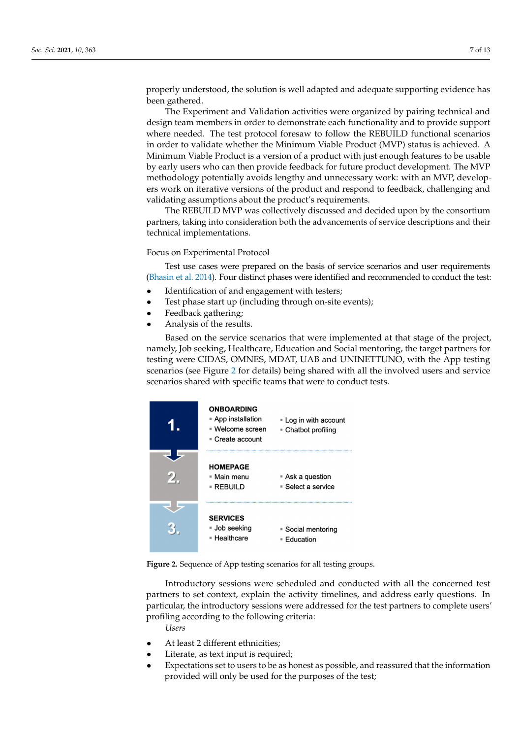properly understood, the solution is well adapted and adequate supporting evidence has been gathered.

The Experiment and Validation activities were organized by pairing technical and design team members in order to demonstrate each functionality and to provide support where needed. The test protocol foresaw to follow the REBUILD functional scenarios in order to validate whether the Minimum Viable Product (MVP) status is achieved. A Minimum Viable Product is a version of a product with just enough features to be usable by early users who can then provide feedback for future product development. The MVP methodology potentially avoids lengthy and unnecessary work: with an MVP, developers work on iterative versions of the product and respond to feedback, challenging and validating assumptions about the product's requirements.

The REBUILD MVP was collectively discussed and decided upon by the consortium partners, taking into consideration both the advancements of service descriptions and their technical implementations.

Focus on Experimental Protocol

Test use cases were prepared on the basis of service scenarios and user requirements (Bhasin et al. 2014). Four distinct phases were identified and recommended to conduct the test:

- Identification of and engagement with testers;
- Test phase start up (including through on-site events);
- Feedback gathering;
- Analysis of the results.

Based on the service scenarios that were implemented at that stage of the project, namely, Job seeking, Healthcare, Education and Social mentoring, the target partners for testing were CIDAS, OMNES, MDAT, UAB and UNINETTUNO, with the App testing scenarios (see Figure 2 for details) being shared with all the involved users and service scenarios shared with specific teams that were to conduct tests.

**1. ONBOARDING**
- App installation
- Welcome screen
- Create account
- Log in with account
- Chatbot profiling

**2. HOMEPAGE**
- Main menu
- REBUILD
- Ask a question
- Select a service

**3. SERVICES**
- Job seeking
- Healthcare
- Social mentoring
- Education

**Figure 2.** Sequence of App testing scenarios for all testing groups.

Introductory sessions were scheduled and conducted with all the concerned test partners to set context, explain the activity timelines, and address early questions. In particular, the introductory sessions were addressed for the test partners to complete users' profiling according to the following criteria:

*Users*

- At least 2 different ethnicities;
- Literate, as text input is required;
- Expectations set to users to be as honest as possible, and reassured that the information provided will only be used for the purposes of the test;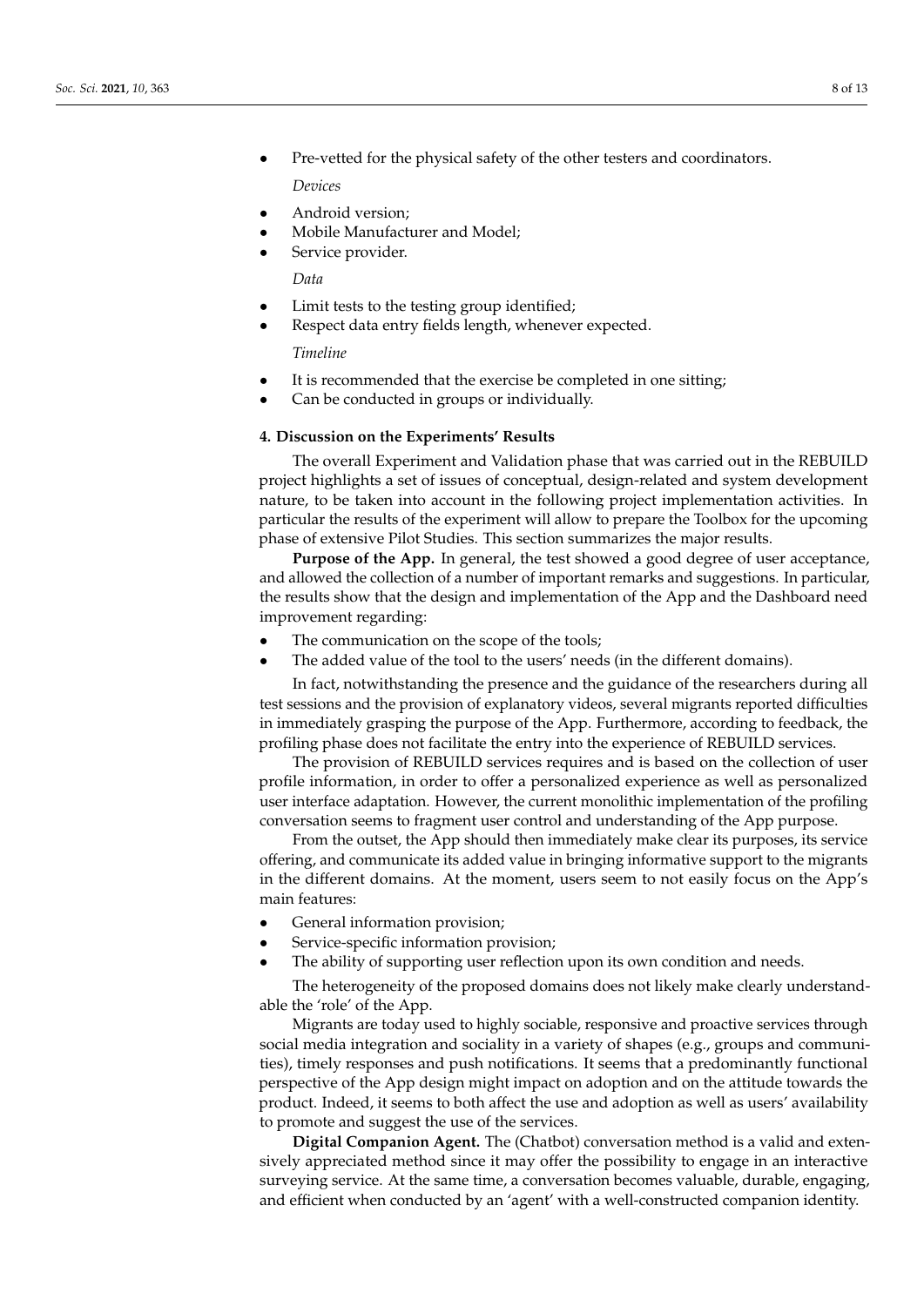- Pre-vetted for the physical safety of the other testers and coordinators.

*Devices*

- Android version;
- Mobile Manufacturer and Model;
- Service provider.

*Data*

- Limit tests to the testing group identified;
- Respect data entry fields length, whenever expected.

*Timeline*

- It is recommended that the exercise be completed in one sitting;
- Can be conducted in groups or individually.

## 4. Discussion on the Experiments' Results

The overall Experiment and Validation phase that was carried out in the REBUILD project highlights a set of issues of conceptual, design-related and system development nature, to be taken into account in the following project implementation activities. In particular the results of the experiment will allow to prepare the Toolbox for the upcoming phase of extensive Pilot Studies. This section summarizes the major results.

**Purpose of the App.** In general, the test showed a good degree of user acceptance, and allowed the collection of a number of important remarks and suggestions. In particular, the results show that the design and implementation of the App and the Dashboard need improvement regarding:

- The communication on the scope of the tools;
- The added value of the tool to the users' needs (in the different domains).

In fact, notwithstanding the presence and the guidance of the researchers during all test sessions and the provision of explanatory videos, several migrants reported difficulties in immediately grasping the purpose of the App. Furthermore, according to feedback, the profiling phase does not facilitate the entry into the experience of REBUILD services.

The provision of REBUILD services requires and is based on the collection of user profile information, in order to offer a personalized experience as well as personalized user interface adaptation. However, the current monolithic implementation of the profiling conversation seems to fragment user control and understanding of the App purpose.

From the outset, the App should then immediately make clear its purposes, its service offering, and communicate its added value in bringing informative support to the migrants in the different domains. At the moment, users seem to not easily focus on the App's main features:

- General information provision;
- Service-specific information provision;
- The ability of supporting user reflection upon its own condition and needs.

The heterogeneity of the proposed domains does not likely make clearly understandable the 'role' of the App.

Migrants are today used to highly sociable, responsive and proactive services through social media integration and sociality in a variety of shapes (e.g., groups and communities), timely responses and push notifications. It seems that a predominantly functional perspective of the App design might impact on adoption and on the attitude towards the product. Indeed, it seems to both affect the use and adoption as well as users' availability to promote and suggest the use of the services.

**Digital Companion Agent.** The (Chatbot) conversation method is a valid and extensively appreciated method since it may offer the possibility to engage in an interactive surveying service. At the same time, a conversation becomes valuable, durable, engaging, and efficient when conducted by an 'agent' with a well-constructed companion identity.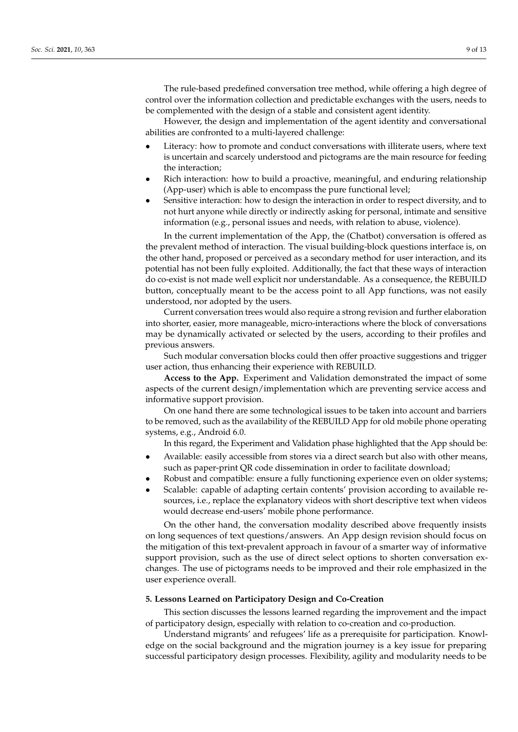The rule-based predefined conversation tree method, while offering a high degree of control over the information collection and predictable exchanges with the users, needs to be complemented with the design of a stable and consistent agent identity.

However, the design and implementation of the agent identity and conversational abilities are confronted to a multi-layered challenge:

- Literacy: how to promote and conduct conversations with illiterate users, where text is uncertain and scarcely understood and pictograms are the main resource for feeding the interaction;
- Rich interaction: how to build a proactive, meaningful, and enduring relationship (App-user) which is able to encompass the pure functional level;
- Sensitive interaction: how to design the interaction in order to respect diversity, and to not hurt anyone while directly or indirectly asking for personal, intimate and sensitive information (e.g., personal issues and needs, with relation to abuse, violence).

In the current implementation of the App, the (Chatbot) conversation is offered as the prevalent method of interaction. The visual building-block questions interface is, on the other hand, proposed or perceived as a secondary method for user interaction, and its potential has not been fully exploited. Additionally, the fact that these ways of interaction do co-exist is not made well explicit nor understandable. As a consequence, the REBUILD button, conceptually meant to be the access point to all App functions, was not easily understood, nor adopted by the users.

Current conversation trees would also require a strong revision and further elaboration into shorter, easier, more manageable, micro-interactions where the block of conversations may be dynamically activated or selected by the users, according to their profiles and previous answers.

Such modular conversation blocks could then offer proactive suggestions and trigger user action, thus enhancing their experience with REBUILD.

**Access to the App.** Experiment and Validation demonstrated the impact of some aspects of the current design/implementation which are preventing service access and informative support provision.

On one hand there are some technological issues to be taken into account and barriers to be removed, such as the availability of the REBUILD App for old mobile phone operating systems, e.g., Android 6.0.

In this regard, the Experiment and Validation phase highlighted that the App should be:

- Available: easily accessible from stores via a direct search but also with other means, such as paper-print QR code dissemination in order to facilitate download;
- Robust and compatible: ensure a fully functioning experience even on older systems;
- Scalable: capable of adapting certain contents' provision according to available resources, i.e., replace the explanatory videos with short descriptive text when videos would decrease end-users' mobile phone performance.

On the other hand, the conversation modality described above frequently insists on long sequences of text questions/answers. An App design revision should focus on the mitigation of this text-prevalent approach in favour of a smarter way of informative support provision, such as the use of direct select options to shorten conversation exchanges. The use of pictograms needs to be improved and their role emphasized in the user experience overall.

## 5. Lessons Learned on Participatory Design and Co-Creation

This section discusses the lessons learned regarding the improvement and the impact of participatory design, especially with relation to co-creation and co-production.

Understand migrants' and refugees' life as a prerequisite for participation. Knowledge on the social background and the migration journey is a key issue for preparing successful participatory design processes. Flexibility, agility and modularity needs to be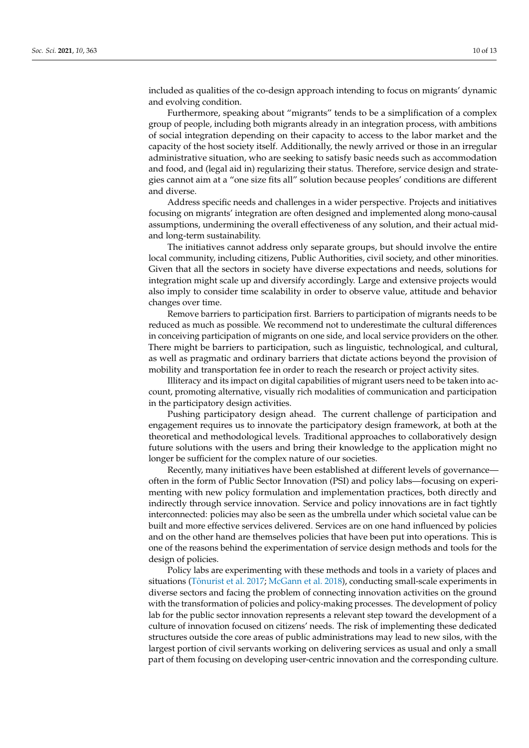included as qualities of the co-design approach intending to focus on migrants' dynamic and evolving condition.

Furthermore, speaking about "migrants" tends to be a simplification of a complex group of people, including both migrants already in an integration process, with ambitions of social integration depending on their capacity to access to the labor market and the capacity of the host society itself. Additionally, the newly arrived or those in an irregular administrative situation, who are seeking to satisfy basic needs such as accommodation and food, and (legal aid in) regularizing their status. Therefore, service design and strategies cannot aim at a "one size fits all" solution because peoples' conditions are different and diverse.

Address specific needs and challenges in a wider perspective. Projects and initiatives focusing on migrants' integration are often designed and implemented along mono-causal assumptions, undermining the overall effectiveness of any solution, and their actual mid- and long-term sustainability.

The initiatives cannot address only separate groups, but should involve the entire local community, including citizens, Public Authorities, civil society, and other minorities. Given that all the sectors in society have diverse expectations and needs, solutions for integration might scale up and diversify accordingly. Large and extensive projects would also imply to consider time scalability in order to observe value, attitude and behavior changes over time.

Remove barriers to participation first. Barriers to participation of migrants needs to be reduced as much as possible. We recommend not to underestimate the cultural differences in conceiving participation of migrants on one side, and local service providers on the other. There might be barriers to participation, such as linguistic, technological, and cultural, as well as pragmatic and ordinary barriers that dictate actions beyond the provision of mobility and transportation fee in order to reach the research or project activity sites.

Illiteracy and its impact on digital capabilities of migrant users need to be taken into account, promoting alternative, visually rich modalities of communication and participation in the participatory design activities.

Pushing participatory design ahead. The current challenge of participation and engagement requires us to innovate the participatory design framework, at both at the theoretical and methodological levels. Traditional approaches to collaboratively design future solutions with the users and bring their knowledge to the application might no longer be sufficient for the complex nature of our societies.

Recently, many initiatives have been established at different levels of governance—often in the form of Public Sector Innovation (PSI) and policy labs—focusing on experimenting with new policy formulation and implementation practices, both directly and indirectly through service innovation. Service and policy innovations are in fact tightly interconnected: policies may also be seen as the umbrella under which societal value can be built and more effective services delivered. Services are on one hand influenced by policies and on the other hand are themselves policies that have been put into operations. This is one of the reasons behind the experimentation of service design methods and tools for the design of policies.

Policy labs are experimenting with these methods and tools in a variety of places and situations (Tõnurist et al. 2017; McGann et al. 2018), conducting small-scale experiments in diverse sectors and facing the problem of connecting innovation activities on the ground with the transformation of policies and policy-making processes. The development of policy lab for the public sector innovation represents a relevant step toward the development of a culture of innovation focused on citizens' needs. The risk of implementing these dedicated structures outside the core areas of public administrations may lead to new silos, with the largest portion of civil servants working on delivering services as usual and only a small part of them focusing on developing user-centric innovation and the corresponding culture.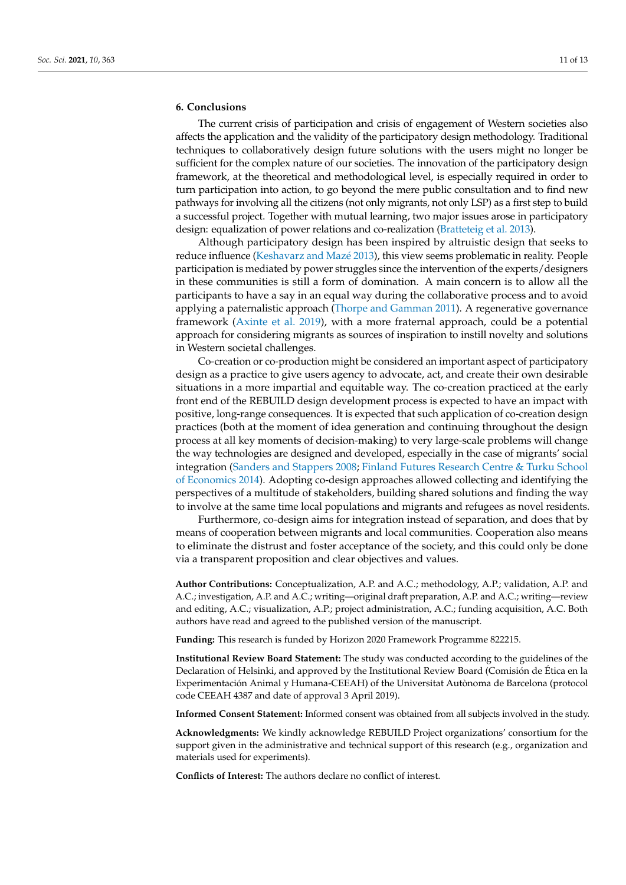## 6. Conclusions

The current crisis of participation and crisis of engagement of Western societies also affects the application and the validity of the participatory design methodology. Traditional techniques to collaboratively design future solutions with the users might no longer be sufficient for the complex nature of our societies. The innovation of the participatory design framework, at the theoretical and methodological level, is especially required in order to turn participation into action, to go beyond the mere public consultation and to find new pathways for involving all the citizens (not only migrants, not only LSP) as a first step to build a successful project. Together with mutual learning, two major issues arose in participatory design: equalization of power relations and co-realization (Bratteteig et al. 2013).

Although participatory design has been inspired by altruistic design that seeks to reduce influence (Keshavarz and Mazé 2013), this view seems problematic in reality. People participation is mediated by power struggles since the intervention of the experts/designers in these communities is still a form of domination. A main concern is to allow all the participants to have a say in an equal way during the collaborative process and to avoid applying a paternalistic approach (Thorpe and Gamman 2011). A regenerative governance framework (Axinte et al. 2019), with a more fraternal approach, could be a potential approach for considering migrants as sources of inspiration to instill novelty and solutions in Western societal challenges.

Co-creation or co-production might be considered an important aspect of participatory design as a practice to give users agency to advocate, act, and create their own desirable situations in a more impartial and equitable way. The co-creation practiced at the early front end of the REBUILD design development process is expected to have an impact with positive, long-range consequences. It is expected that such application of co-creation design practices (both at the moment of idea generation and continuing throughout the design process at all key moments of decision-making) to very large-scale problems will change the way technologies are designed and developed, especially in the case of migrants' social integration (Sanders and Stappers 2008; Finland Futures Research Centre & Turku School of Economics 2014). Adopting co-design approaches allowed collecting and identifying the perspectives of a multitude of stakeholders, building shared solutions and finding the way to involve at the same time local populations and migrants and refugees as novel residents.

Furthermore, co-design aims for integration instead of separation, and does that by means of cooperation between migrants and local communities. Cooperation also means to eliminate the distrust and foster acceptance of the society, and this could only be done via a transparent proposition and clear objectives and values.

**Author Contributions:** Conceptualization, A.P. and A.C.; methodology, A.P.; validation, A.P. and A.C.; investigation, A.P. and A.C.; writing—original draft preparation, A.P. and A.C.; writing—review and editing, A.C.; visualization, A.P.; project administration, A.C.; funding acquisition, A.C. Both authors have read and agreed to the published version of the manuscript.

**Funding:** This research is funded by Horizon 2020 Framework Programme 822215.

**Institutional Review Board Statement:** The study was conducted according to the guidelines of the Declaration of Helsinki, and approved by the Institutional Review Board (Comisión de Ética en la Experimentación Animal y Humana-CEEAH) of the Universitat Autònoma de Barcelona (protocol code CEEAH 4387 and date of approval 3 April 2019).

**Informed Consent Statement:** Informed consent was obtained from all subjects involved in the study.

**Acknowledgments:** We kindly acknowledge REBUILD Project organizations' consortium for the support given in the administrative and technical support of this research (e.g., organization and materials used for experiments).

**Conflicts of Interest:** The authors declare no conflict of interest.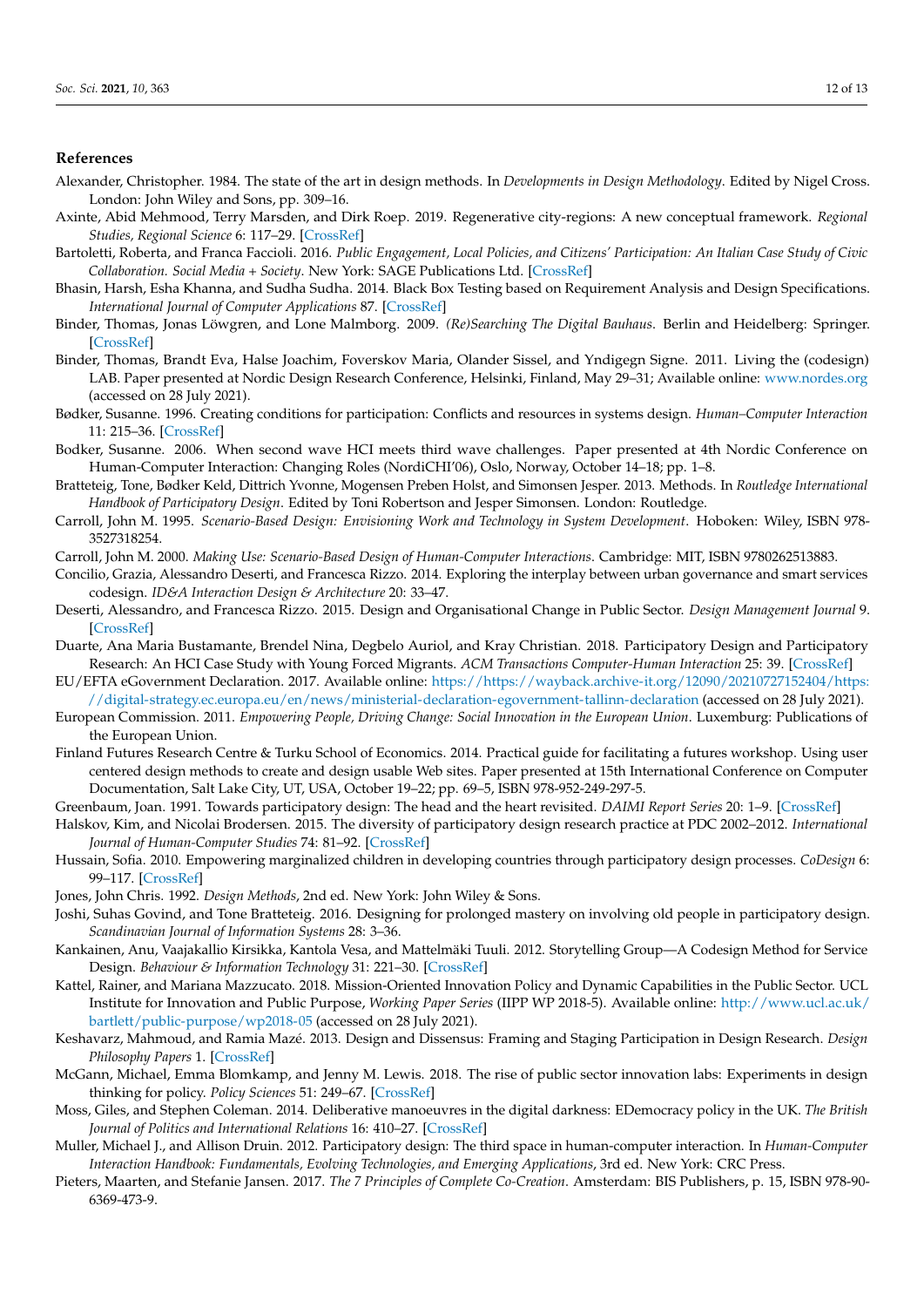## References

Alexander, Christopher. 1984. The state of the art in design methods. In *Developments in Design Methodology*. Edited by Nigel Cross. London: John Wiley and Sons, pp. 309–16.

Axinte, Abid Mehmood, Terry Marsden, and Dirk Roep. 2019. Regenerative city-regions: A new conceptual framework. *Regional Studies, Regional Science* 6: 117–29. [CrossRef]

Bartoletti, Roberta, and Franca Faccioli. 2016. *Public Engagement, Local Policies, and Citizens' Participation: An Italian Case Study of Civic Collaboration. Social Media + Society*. New York: SAGE Publications Ltd. [CrossRef]

Bhasin, Harsh, Esha Khanna, and Sudha Sudha. 2014. Black Box Testing based on Requirement Analysis and Design Specifications. *International Journal of Computer Applications* 87. [CrossRef]

Binder, Thomas, Jonas Löwgren, and Lone Malmborg. 2009. *(Re)Searching The Digital Bauhaus*. Berlin and Heidelberg: Springer. [CrossRef]

Binder, Thomas, Brandt Eva, Halse Joachim, Foverskov Maria, Olander Sissel, and Yndigegn Signe. 2011. Living the (codesign) LAB. Paper presented at Nordic Design Research Conference, Helsinki, Finland, May 29–31; Available online: www.nordes.org (accessed on 28 July 2021).

Bødker, Susanne. 1996. Creating conditions for participation: Conflicts and resources in systems design. *Human–Computer Interaction* 11: 215–36. [CrossRef]

Bodker, Susanne. 2006. When second wave HCI meets third wave challenges. Paper presented at 4th Nordic Conference on Human-Computer Interaction: Changing Roles (NordiCHI'06), Oslo, Norway, October 14–18; pp. 1–8.

Bratteteig, Tone, Bødker Keld, Dittrich Yvonne, Mogensen Preben Holst, and Simonsen Jesper. 2013. Methods. In *Routledge International Handbook of Participatory Design*. Edited by Toni Robertson and Jesper Simonsen. London: Routledge.

Carroll, John M. 1995. *Scenario-Based Design: Envisioning Work and Technology in System Development*. Hoboken: Wiley, ISBN 978-3527318254.

Carroll, John M. 2000. *Making Use: Scenario-Based Design of Human-Computer Interactions*. Cambridge: MIT, ISBN 9780262513883.

Concilio, Grazia, Alessandro Deserti, and Francesca Rizzo. 2014. Exploring the interplay between urban governance and smart services codesign. *ID&A Interaction Design & Architecture* 20: 33–47.

Deserti, Alessandro, and Francesca Rizzo. 2015. Design and Organisational Change in Public Sector. *Design Management Journal* 9. [CrossRef]

Duarte, Ana Maria Bustamante, Brendel Nina, Degbelo Auriol, and Kray Christian. 2018. Participatory Design and Participatory Research: An HCI Case Study with Young Forced Migrants. *ACM Transactions Computer-Human Interaction* 25: 39. [CrossRef]

EU/EFTA eGovernment Declaration. 2017. Available online: https://https://wayback.archive-it.org/12090/20210727152404/https://digital-strategy.ec.europa.eu/en/news/ministerial-declaration-egovernment-tallinn-declaration (accessed on 28 July 2021).

European Commission. 2011. *Empowering People, Driving Change: Social Innovation in the European Union*. Luxemburg: Publications of the European Union.

Finland Futures Research Centre & Turku School of Economics. 2014. Practical guide for facilitating a futures workshop. Using user centered design methods to create and design usable Web sites. Paper presented at 15th International Conference on Computer Documentation, Salt Lake City, UT, USA, October 19–22; pp. 69–5, ISBN 978-952-249-297-5.

Greenbaum, Joan. 1991. Towards participatory design: The head and the heart revisited. *DAIMI Report Series* 20: 1–9. [CrossRef]

Halskov, Kim, and Nicolai Brodersen. 2015. The diversity of participatory design research practice at PDC 2002–2012. *International Journal of Human-Computer Studies* 74: 81–92. [CrossRef]

Hussain, Sofia. 2010. Empowering marginalized children in developing countries through participatory design processes. *CoDesign* 6: 99–117. [CrossRef]

Jones, John Chris. 1992. *Design Methods*, 2nd ed. New York: John Wiley & Sons.

Joshi, Suhas Govind, and Tone Bratteteig. 2016. Designing for prolonged mastery on involving old people in participatory design. *Scandinavian Journal of Information Systems* 28: 3–36.

Kankainen, Anu, Vaajakallio Kirsikka, Kantola Vesa, and Mattelmäki Tuuli. 2012. Storytelling Group—A Codesign Method for Service Design. *Behaviour & Information Technology* 31: 221–30. [CrossRef]

Kattel, Rainer, and Mariana Mazzucato. 2018. Mission-Oriented Innovation Policy and Dynamic Capabilities in the Public Sector. UCL Institute for Innovation and Public Purpose, *Working Paper Series* (IIPP WP 2018-5). Available online: http://www.ucl.ac.uk/bartlett/public-purpose/wp2018-05 (accessed on 28 July 2021).

Keshavarz, Mahmoud, and Ramia Mazé. 2013. Design and Dissensus: Framing and Staging Participation in Design Research. *Design Philosophy Papers* 1. [CrossRef]

McGann, Michael, Emma Blomkamp, and Jenny M. Lewis. 2018. The rise of public sector innovation labs: Experiments in design thinking for policy. *Policy Sciences* 51: 249–67. [CrossRef]

Moss, Giles, and Stephen Coleman. 2014. Deliberative manoeuvres in the digital darkness: EDemocracy policy in the UK. *The British Journal of Politics and International Relations* 16: 410–27. [CrossRef]

Muller, Michael J., and Allison Druin. 2012. Participatory design: The third space in human-computer interaction. In *Human-Computer Interaction Handbook: Fundamentals, Evolving Technologies, and Emerging Applications*, 3rd ed. New York: CRC Press.

Pieters, Maarten, and Stefanie Jansen. 2017. *The 7 Principles of Complete Co-Creation*. Amsterdam: BIS Publishers, p. 15, ISBN 978-90-6369-473-9.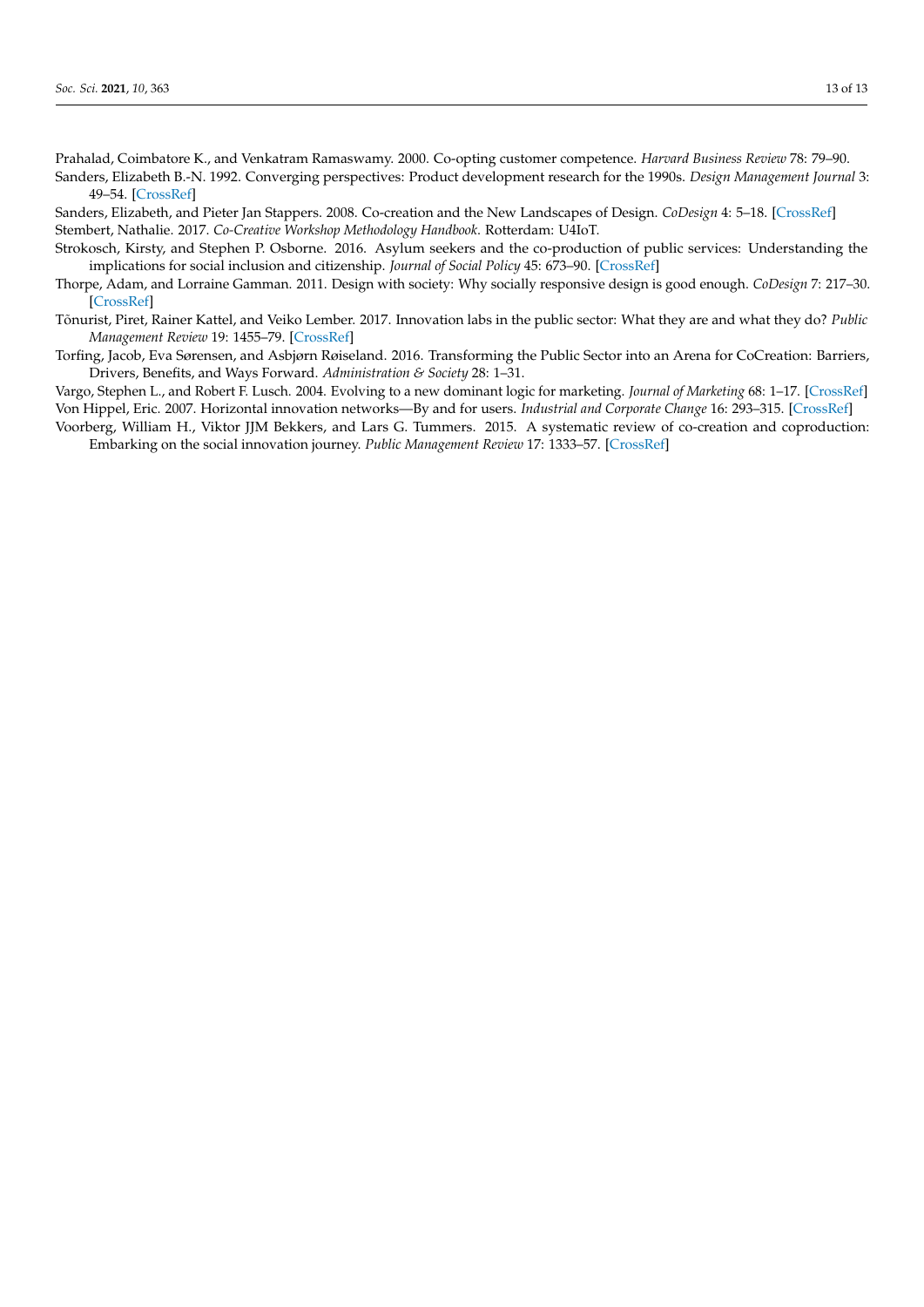Prahalad, Coimbatore K., and Venkatram Ramaswamy. 2000. Co-opting customer competence. *Harvard Business Review* 78: 79–90.

Sanders, Elizabeth B.-N. 1992. Converging perspectives: Product development research for the 1990s. *Design Management Journal* 3: 49–54. [CrossRef]

Sanders, Elizabeth, and Pieter Jan Stappers. 2008. Co-creation and the New Landscapes of Design. *CoDesign* 4: 5–18. [CrossRef]

Stembert, Nathalie. 2017. *Co-Creative Workshop Methodology Handbook*. Rotterdam: U4IoT.

Strokosch, Kirsty, and Stephen P. Osborne. 2016. Asylum seekers and the co-production of public services: Understanding the implications for social inclusion and citizenship. *Journal of Social Policy* 45: 673–90. [CrossRef]

Thorpe, Adam, and Lorraine Gamman. 2011. Design with society: Why socially responsive design is good enough. *CoDesign* 7: 217–30. [CrossRef]

Tõnurist, Piret, Rainer Kattel, and Veiko Lember. 2017. Innovation labs in the public sector: What they are and what they do? *Public Management Review* 19: 1455–79. [CrossRef]

Torfing, Jacob, Eva Sørensen, and Asbjørn Røiseland. 2016. Transforming the Public Sector into an Arena for CoCreation: Barriers, Drivers, Benefits, and Ways Forward. *Administration & Society* 28: 1–31.

Vargo, Stephen L., and Robert F. Lusch. 2004. Evolving to a new dominant logic for marketing. *Journal of Marketing* 68: 1–17. [CrossRef]

Von Hippel, Eric. 2007. Horizontal innovation networks—By and for users. *Industrial and Corporate Change* 16: 293–315. [CrossRef]

Voorberg, William H., Viktor JJM Bekkers, and Lars G. Tummers. 2015. A systematic review of co-creation and coproduction: Embarking on the social innovation journey. *Public Management Review* 17: 1333–57. [CrossRef]